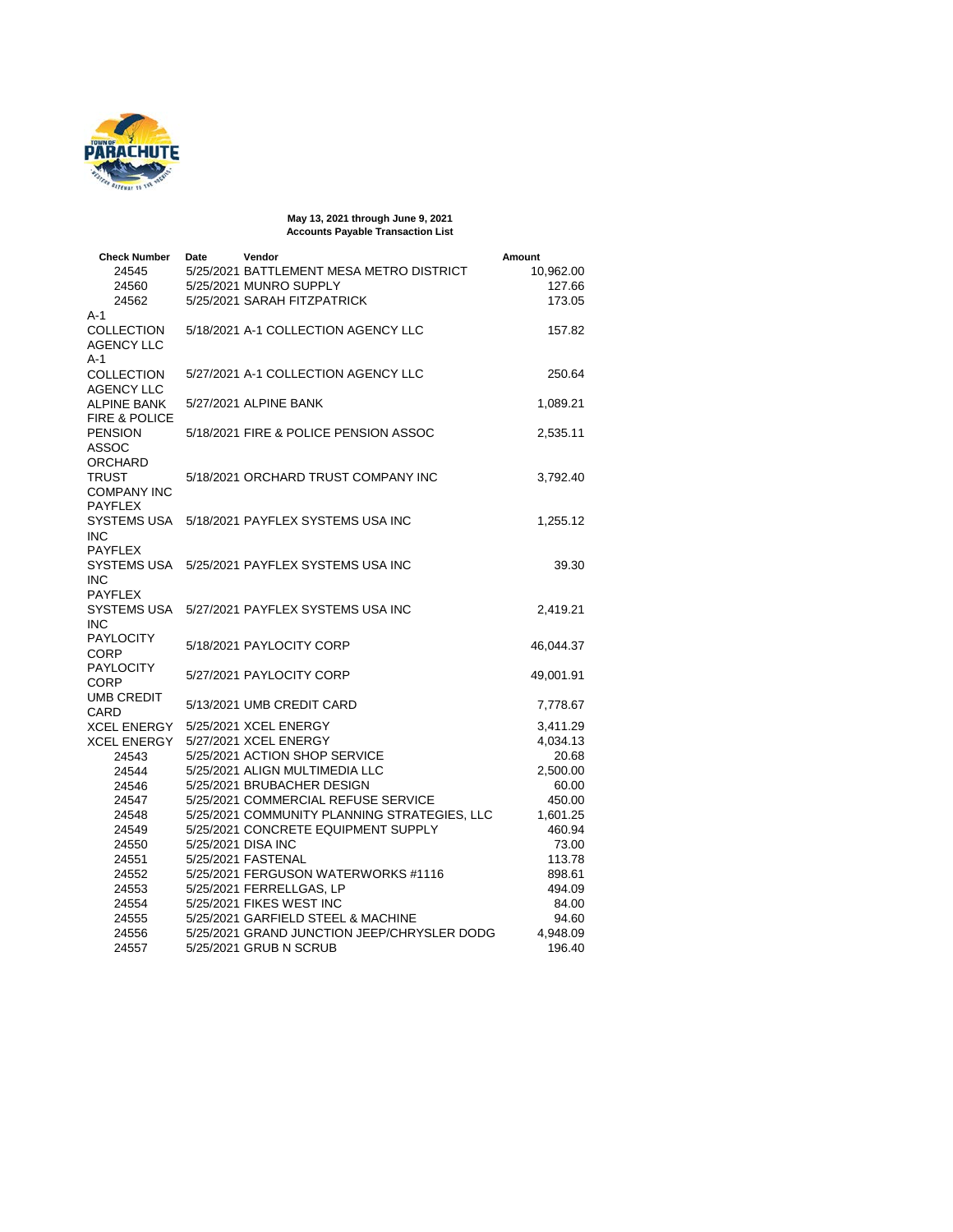**May 13, 2021 through June 9, 2021**
**Accounts Payable Transaction List**

| Check Number | Date | Vendor | Amount |
|---|---|---|---|
| 24545 | 5/25/2021 | BATTLEMENT MESA METRO DISTRICT | 10,962.00 |
| 24560 | 5/25/2021 | MUNRO SUPPLY | 127.66 |
| 24562 | 5/25/2021 | SARAH FITZPATRICK | 173.05 |
| A-1 COLLECTION AGENCY LLC | 5/18/2021 | A-1 COLLECTION AGENCY LLC | 157.82 |
| A-1 COLLECTION AGENCY LLC | 5/27/2021 | A-1 COLLECTION AGENCY LLC | 250.64 |
| ALPINE BANK | 5/27/2021 | ALPINE BANK | 1,089.21 |
| FIRE & POLICE PENSION ASSOC | 5/18/2021 | FIRE & POLICE PENSION ASSOC | 2,535.11 |
| ORCHARD TRUST COMPANY INC | 5/18/2021 | ORCHARD TRUST COMPANY INC | 3,792.40 |
| PAYFLEX SYSTEMS USA INC | 5/18/2021 | PAYFLEX SYSTEMS USA INC | 1,255.12 |
| PAYFLEX SYSTEMS USA INC | 5/25/2021 | PAYFLEX SYSTEMS USA INC | 39.30 |
| PAYFLEX SYSTEMS USA INC | 5/27/2021 | PAYFLEX SYSTEMS USA INC | 2,419.21 |
| PAYLOCITY CORP | 5/18/2021 | PAYLOCITY CORP | 46,044.37 |
| PAYLOCITY CORP | 5/27/2021 | PAYLOCITY CORP | 49,001.91 |
| UMB CREDIT CARD | 5/13/2021 | UMB CREDIT CARD | 7,778.67 |
| XCEL ENERGY | 5/25/2021 | XCEL ENERGY | 3,411.29 |
| XCEL ENERGY | 5/27/2021 | XCEL ENERGY | 4,034.13 |
| 24543 | 5/25/2021 | ACTION SHOP SERVICE | 20.68 |
| 24544 | 5/25/2021 | ALIGN MULTIMEDIA LLC | 2,500.00 |
| 24546 | 5/25/2021 | BRUBACHER DESIGN | 60.00 |
| 24547 | 5/25/2021 | COMMERCIAL REFUSE SERVICE | 450.00 |
| 24548 | 5/25/2021 | COMMUNITY PLANNING STRATEGIES, LLC | 1,601.25 |
| 24549 | 5/25/2021 | CONCRETE EQUIPMENT SUPPLY | 460.94 |
| 24550 | 5/25/2021 | DISA INC | 73.00 |
| 24551 | 5/25/2021 | FASTENAL | 113.78 |
| 24552 | 5/25/2021 | FERGUSON WATERWORKS #1116 | 898.61 |
| 24553 | 5/25/2021 | FERRELLGAS, LP | 494.09 |
| 24554 | 5/25/2021 | FIKES WEST INC | 84.00 |
| 24555 | 5/25/2021 | GARFIELD STEEL & MACHINE | 94.60 |
| 24556 | 5/25/2021 | GRAND JUNCTION JEEP/CHRYSLER DODG | 4,948.09 |
| 24557 | 5/25/2021 | GRUB N SCRUB | 196.40 |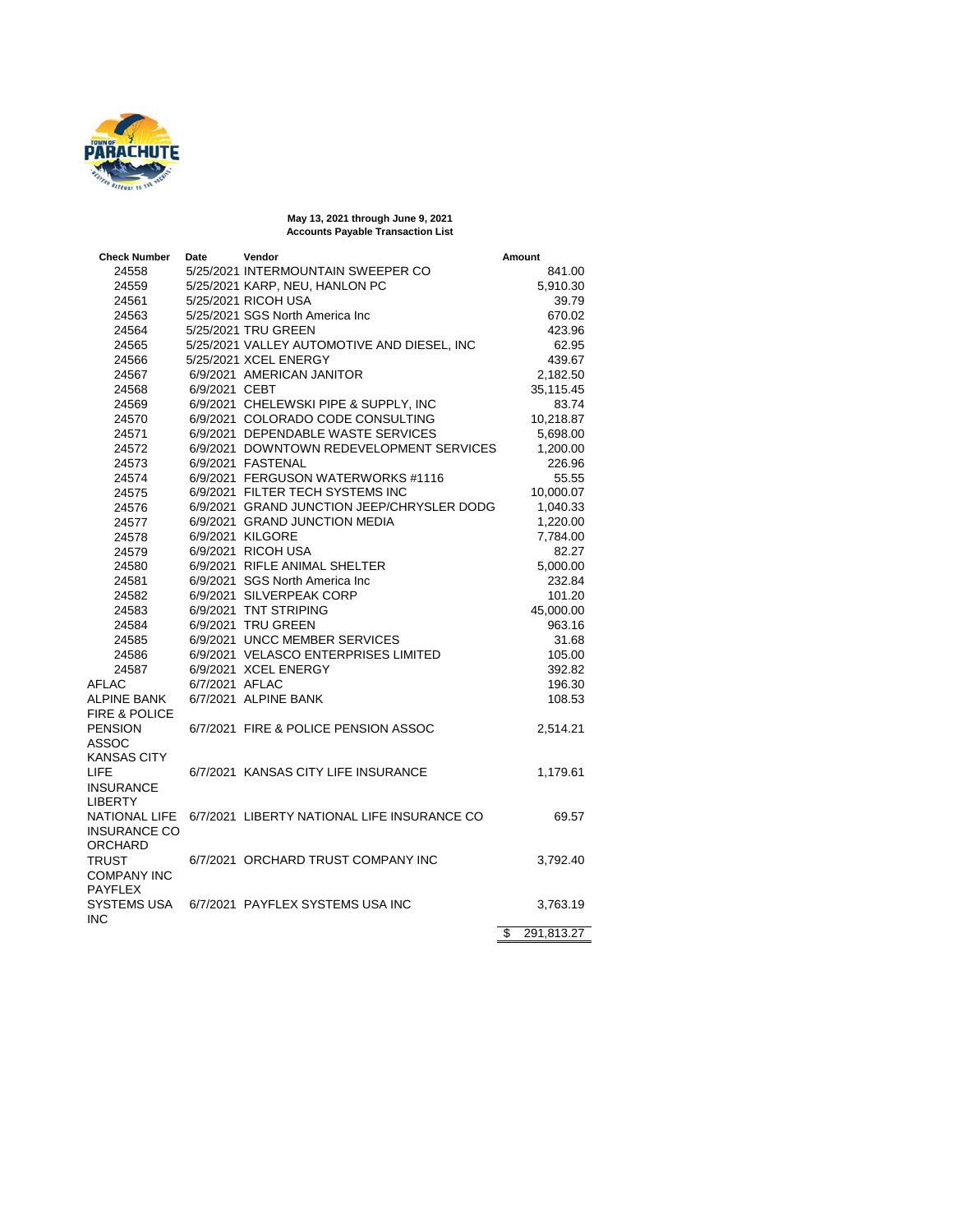**May 13, 2021 through June 9, 2021**
**Accounts Payable Transaction List**

| Check Number | Date | Vendor | Amount |
|---|---|---|---|
| 24558 | 5/25/2021 | INTERMOUNTAIN SWEEPER CO | 841.00 |
| 24559 | 5/25/2021 | KARP, NEU, HANLON PC | 5,910.30 |
| 24561 | 5/25/2021 | RICOH USA | 39.79 |
| 24563 | 5/25/2021 | SGS North America Inc | 670.02 |
| 24564 | 5/25/2021 | TRU GREEN | 423.96 |
| 24565 | 5/25/2021 | VALLEY AUTOMOTIVE AND DIESEL, INC | 62.95 |
| 24566 | 5/25/2021 | XCEL ENERGY | 439.67 |
| 24567 | 6/9/2021 | AMERICAN JANITOR | 2,182.50 |
| 24568 | 6/9/2021 | CEBT | 35,115.45 |
| 24569 | 6/9/2021 | CHELEWSKI PIPE & SUPPLY, INC | 83.74 |
| 24570 | 6/9/2021 | COLORADO CODE CONSULTING | 10,218.87 |
| 24571 | 6/9/2021 | DEPENDABLE WASTE SERVICES | 5,698.00 |
| 24572 | 6/9/2021 | DOWNTOWN REDEVELOPMENT SERVICES | 1,200.00 |
| 24573 | 6/9/2021 | FASTENAL | 226.96 |
| 24574 | 6/9/2021 | FERGUSON WATERWORKS #1116 | 55.55 |
| 24575 | 6/9/2021 | FILTER TECH SYSTEMS INC | 10,000.07 |
| 24576 | 6/9/2021 | GRAND JUNCTION JEEP/CHRYSLER DODG | 1,040.33 |
| 24577 | 6/9/2021 | GRAND JUNCTION MEDIA | 1,220.00 |
| 24578 | 6/9/2021 | KILGORE | 7,784.00 |
| 24579 | 6/9/2021 | RICOH USA | 82.27 |
| 24580 | 6/9/2021 | RIFLE ANIMAL SHELTER | 5,000.00 |
| 24581 | 6/9/2021 | SGS North America Inc | 232.84 |
| 24582 | 6/9/2021 | SILVERPEAK CORP | 101.20 |
| 24583 | 6/9/2021 | TNT STRIPING | 45,000.00 |
| 24584 | 6/9/2021 | TRU GREEN | 963.16 |
| 24585 | 6/9/2021 | UNCC MEMBER SERVICES | 31.68 |
| 24586 | 6/9/2021 | VELASCO ENTERPRISES LIMITED | 105.00 |
| 24587 | 6/9/2021 | XCEL ENERGY | 392.82 |
| AFLAC | 6/7/2021 | AFLAC | 196.30 |
| ALPINE BANK | 6/7/2021 | ALPINE BANK | 108.53 |
| FIRE & POLICE PENSION ASSOC | 6/7/2021 | FIRE & POLICE PENSION ASSOC | 2,514.21 |
| KANSAS CITY LIFE INSURANCE | 6/7/2021 | KANSAS CITY LIFE INSURANCE | 1,179.61 |
| LIBERTY NATIONAL LIFE INSURANCE CO | 6/7/2021 | LIBERTY NATIONAL LIFE INSURANCE CO | 69.57 |
| ORCHARD TRUST COMPANY INC | 6/7/2021 | ORCHARD TRUST COMPANY INC | 3,792.40 |
| PAYFLEX SYSTEMS USA INC | 6/7/2021 | PAYFLEX SYSTEMS USA INC | 3,763.19 |
| | | | $ 291,813.27 |